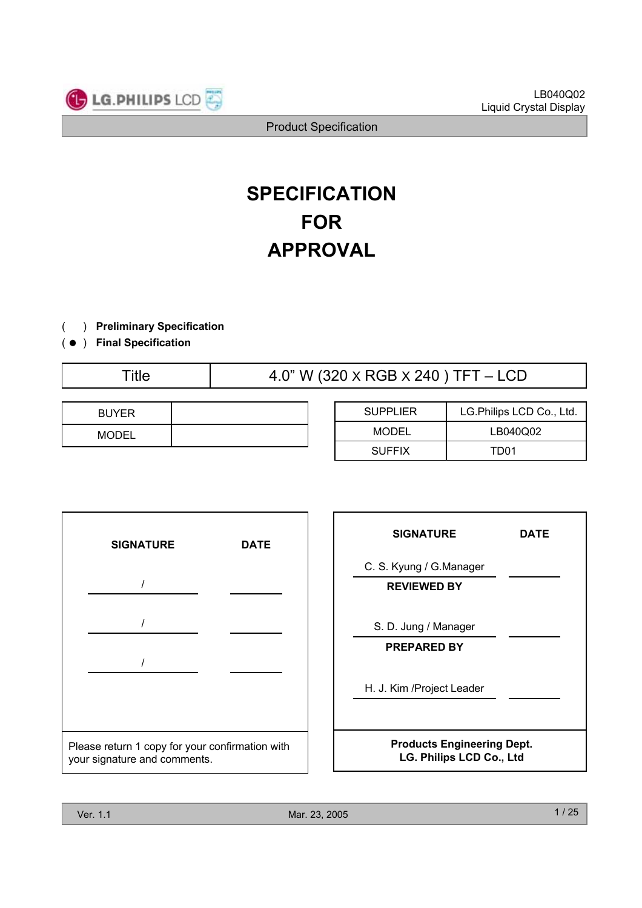# SPECIFICATION
# FOR
# APPROVAL

( ) **Preliminary Specification**
( ● ) **Final Specification**

| Title | 4.0" W (320 X RGB X 240 ) TFT – LCD |
|---|---|

| BUYER | |
|---|---|
| MODEL | |

| SUPPLIER | LG.Philips LCD Co., Ltd. |
|---|---|
| MODEL | LB040Q02 |
| SUFFIX | TD01 |

| SIGNATURE | DATE |
|---|---|
| / | |
| / | |
| / | |

Please return 1 copy for your confirmation with your signature and comments.

| SIGNATURE | DATE |
|---|---|
| C. S. Kyung / G.Manager | |
| **REVIEWED BY** | |
| S. D. Jung / Manager | |
| **PREPARED BY** | |
| H. J. Kim /Project Leader | |

**Products Engineering Dept.**
**LG. Philips LCD Co., Ltd**

Ver. 1.1 Mar. 23, 2005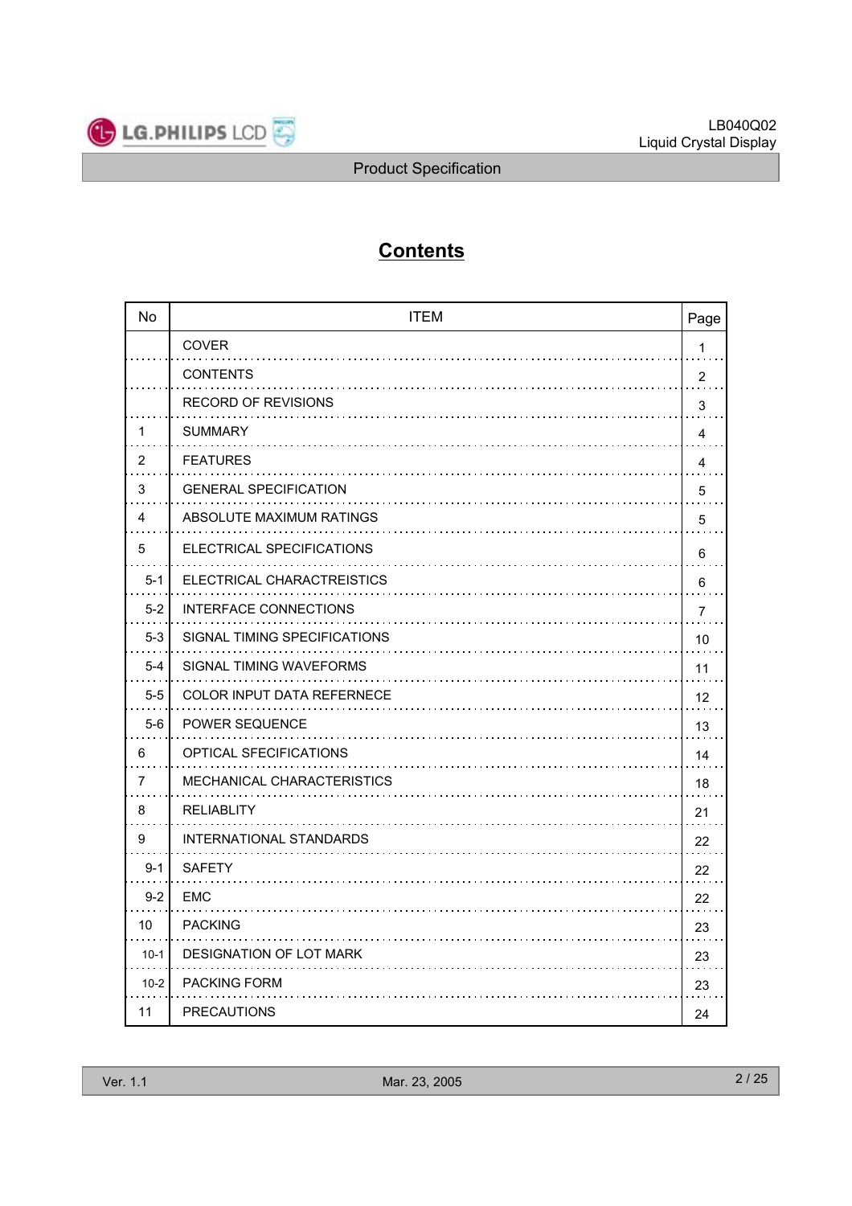# Contents

| No | ITEM | Page |
|---|---|---|
| | COVER | 1 |
| | CONTENTS | 2 |
| | RECORD OF REVISIONS | 3 |
| 1 | SUMMARY | 4 |
| 2 | FEATURES | 4 |
| 3 | GENERAL SPECIFICATION | 5 |
| 4 | ABSOLUTE MAXIMUM RATINGS | 5 |
| 5 | ELECTRICAL SPECIFICATIONS | 6 |
| 5-1 | ELECTRICAL CHARACTREISTICS | 6 |
| 5-2 | INTERFACE CONNECTIONS | 7 |
| 5-3 | SIGNAL TIMING SPECIFICATIONS | 10 |
| 5-4 | SIGNAL TIMING WAVEFORMS | 11 |
| 5-5 | COLOR INPUT DATA REFERNECE | 12 |
| 5-6 | POWER SEQUENCE | 13 |
| 6 | OPTICAL SFECIFICATIONS | 14 |
| 7 | MECHANICAL CHARACTERISTICS | 18 |
| 8 | RELIABLITY | 21 |
| 9 | INTERNATIONAL STANDARDS | 22 |
| 9-1 | SAFETY | 22 |
| 9-2 | EMC | 22 |
| 10 | PACKING | 23 |
| 10-1 | DESIGNATION OF LOT MARK | 23 |
| 10-2 | PACKING FORM | 23 |
| 11 | PRECAUTIONS | 24 |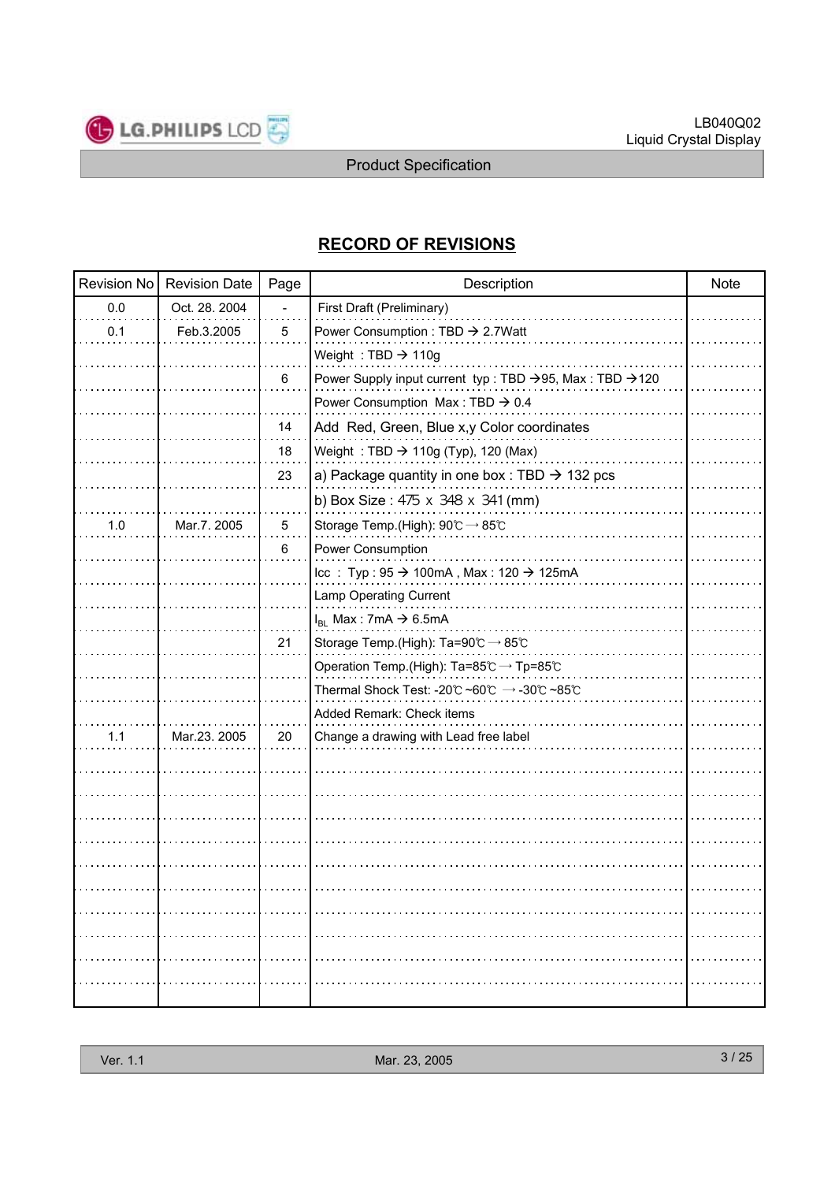## RECORD OF REVISIONS

| Revision No | Revision Date | Page | Description | Note |
|---|---|---|---|---|
| 0.0 | Oct. 28. 2004 | - | First Draft (Preliminary) | |
| 0.1 | Feb.3.2005 | 5 | Power Consumption : TBD → 2.7Watt | |
| | | | Weight : TBD → 110g | |
| | | 6 | Power Supply input current typ : TBD →95, Max : TBD →120 | |
| | | | Power Consumption Max : TBD → 0.4 | |
| | | 14 | Add Red, Green, Blue x,y Color coordinates | |
| | | 18 | Weight : TBD → 110g (Typ), 120 (Max) | |
| | | 23 | a) Package quantity in one box : TBD → 132 pcs | |
| | | | b) Box Size : 475 x 348 x 341 (mm) | |
| 1.0 | Mar.7. 2005 | 5 | Storage Temp.(High): 90℃ → 85℃ | |
| | | 6 | Power Consumption | |
| | | | Icc : Typ : 95 → 100mA , Max : 120 → 125mA | |
| | | | Lamp Operating Current | |
| | | | $I_{BL}$ Max : 7mA → 6.5mA | |
| | | 21 | Storage Temp.(High): Ta=90℃ → 85℃ | |
| | | | Operation Temp.(High): Ta=85℃ → Tp=85℃ | |
| | | | Thermal Shock Test: -20℃ ~60℃ → -30℃ ~85℃ | |
| | | | Added Remark: Check items | |
| 1.1 | Mar.23. 2005 | 20 | Change a drawing with Lead free label | |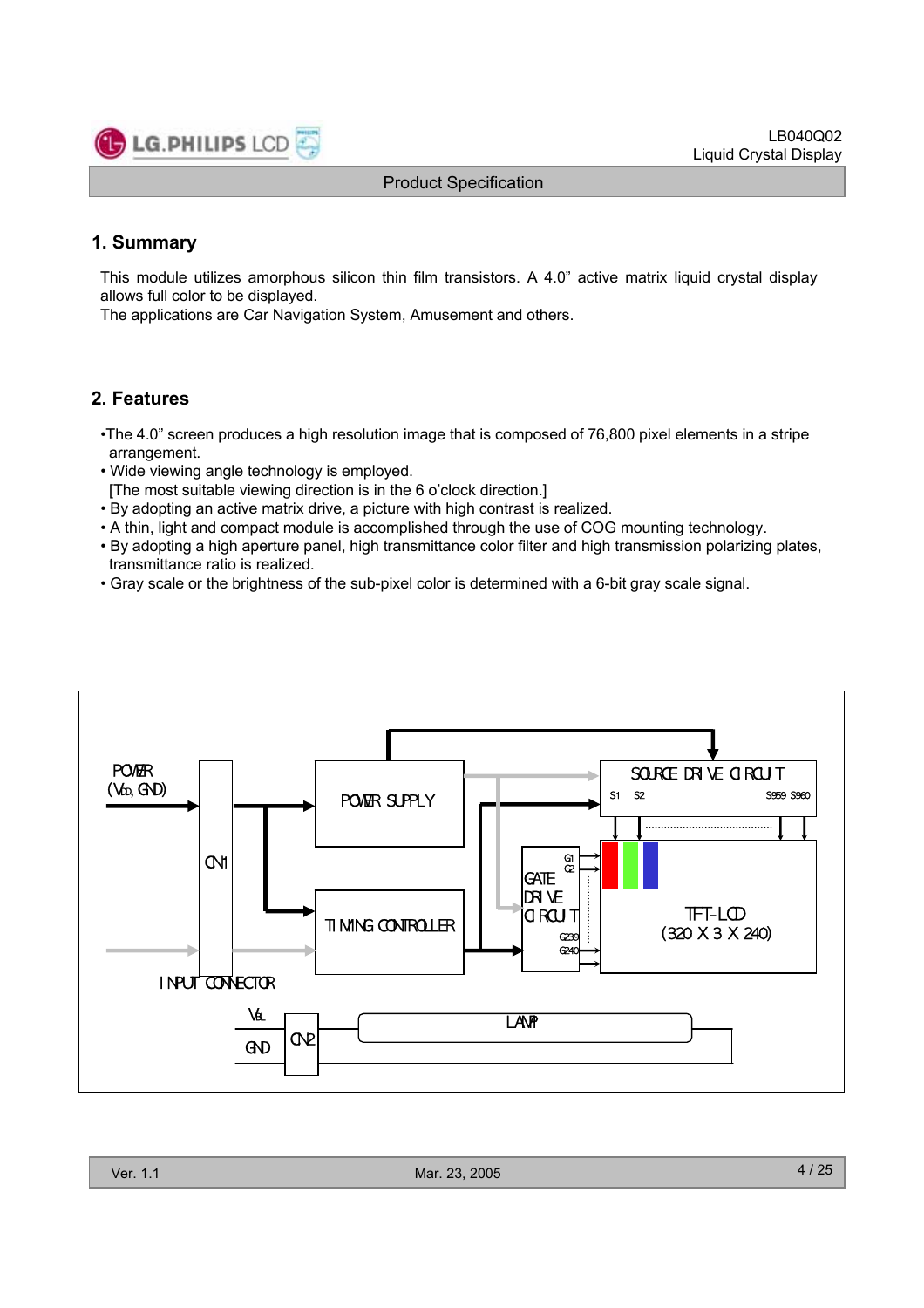## 1. Summary

This module utilizes amorphous silicon thin film transistors. A 4.0" active matrix liquid crystal display allows full color to be displayed.
The applications are Car Navigation System, Amusement and others.

## 2. Features

- The 4.0" screen produces a high resolution image that is composed of 76,800 pixel elements in a stripe arrangement.
- Wide viewing angle technology is employed.
  [The most suitable viewing direction is in the 6 o'clock direction.]
- By adopting an active matrix drive, a picture with high contrast is realized.
- A thin, light and compact module is accomplished through the use of COG mounting technology.
- By adopting a high aperture panel, high transmittance color filter and high transmission polarizing plates, transmittance ratio is realized.
- Gray scale or the brightness of the sub-pixel color is determined with a 6-bit gray scale signal.

POWER ($V_{DD}$, GND)

CN1

INPUT CONNECTOR

POWER SUPPLY

TIMING CONTROLLER

SOURCE DRIVE CIRCUIT

S1 S2 S959 S960

GATE DRIVE CIRCUIT

G1 G2 G239 G240

TFT-LCD (320 X 3 X 240)

$V_{BL}$

GND

CN2

LAMP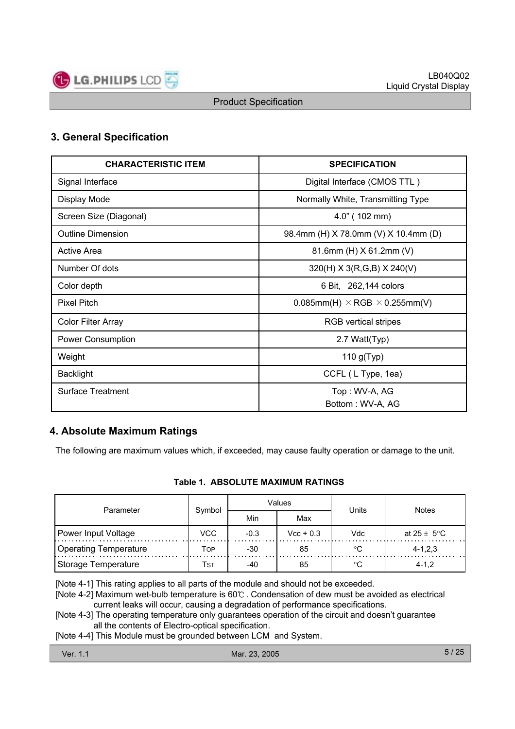## 3. General Specification

| CHARACTERISTIC ITEM | SPECIFICATION |
|---|---|
| Signal Interface | Digital Interface (CMOS TTL ) |
| Display Mode | Normally White, Transmitting Type |
| Screen Size (Diagonal) | 4.0" ( 102 mm) |
| Outline Dimension | 98.4mm (H) X 78.0mm (V) X 10.4mm (D) |
| Active Area | 81.6mm (H) X 61.2mm (V) |
| Number Of dots | 320(H) X 3(R,G,B) X 240(V) |
| Color depth | 6 Bit, 262,144 colors |
| Pixel Pitch | 0.085mm(H) × RGB × 0.255mm(V) |
| Color Filter Array | RGB vertical stripes |
| Power Consumption | 2.7 Watt(Typ) |
| Weight | 110 g(Typ) |
| Backlight | CCFL ( L Type, 1ea) |
| Surface Treatment | Top : WV-A, AG<br>Bottom : WV-A, AG |

## 4. Absolute Maximum Ratings

The following are maximum values which, if exceeded, may cause faulty operation or damage to the unit.

**Table 1. ABSOLUTE MAXIMUM RATINGS**

| Parameter | Symbol | Values | | Units | Notes |
|---|---|---|---|---|---|
| | | Min | Max | | |
| Power Input Voltage | VCC | -0.3 | Vcc + 0.3 | Vdc | at 25 ± 5°C |
| Operating Temperature | $T_{OP}$ | -30 | 85 | °C | 4-1,2,3 |
| Storage Temperature | $T_{ST}$ | -40 | 85 | °C | 4-1,2 |

[Note 4-1] This rating applies to all parts of the module and should not be exceeded.
[Note 4-2] Maximum wet-bulb temperature is 60℃ . Condensation of dew must be avoided as electrical current leaks will occur, causing a degradation of performance specifications.
[Note 4-3] The operating temperature only guarantees operation of the circuit and doesn't guarantee all the contents of Electro-optical specification.
[Note 4-4] This Module must be grounded between LCM and System.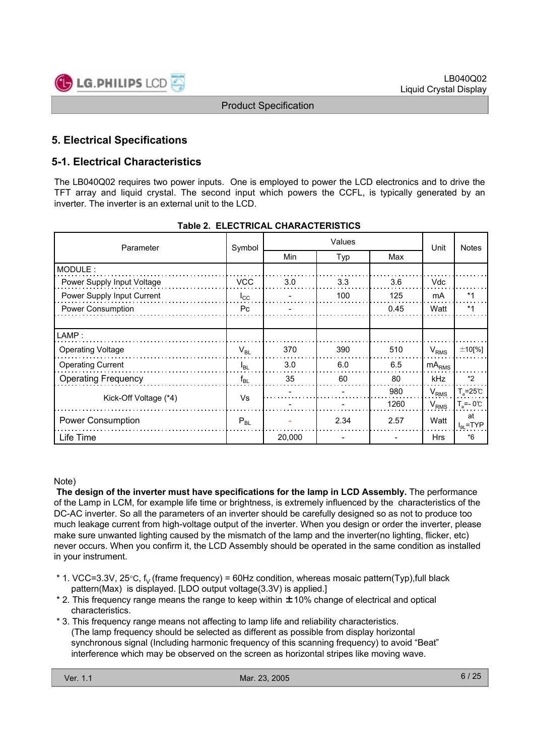# 5. Electrical Specifications

## 5-1. Electrical Characteristics

The LB040Q02 requires two power inputs. One is employed to power the LCD electronics and to drive the TFT array and liquid crystal. The second input which powers the CCFL, is typically generated by an inverter. The inverter is an external unit to the LCD.

**Table 2. ELECTRICAL CHARACTERISTICS**

| Parameter | Symbol | Values | | | Unit | Notes |
|---|---|---|---|---|---|---|
| | | Min | Typ | Max | | |
| MODULE : | | | | | | |
| Power Supply Input Voltage | VCC | 3.0 | 3.3 | 3.6 | Vdc | |
| Power Supply Input Current | $I_{CC}$ | - | 100 | 125 | mA | *1 |
| Power Consumption | Pc | - | | 0.45 | Watt | *1 |
| LAMP : | | | | | | |
| Operating Voltage | $V_{BL}$ | 370 | 390 | 510 | $V_{RMS}$ | ±10[%] |
| Operating Current | $I_{BL}$ | 3.0 | 6.0 | 6.5 | $mA_{RMS}$ | |
| Operating Frequency | $f_{BL}$ | 35 | 60 | 80 | kHz | *2 |
| Kick-Off Voltage (*4) | Vs | - | - | 980 | $V_{RMS}$ | $T_a$=25℃ |
| | | - | - | 1260 | $V_{RMS}$ | $T_a$=- 0℃ |
| Power Consumption | $P_{BL}$ | - | 2.34 | 2.57 | Watt | at $I_{BL}$=TYP |
| Life Time | | 20,000 | - | - | Hrs | *6 |

Note)

**The design of the inverter must have specifications for the lamp in LCD Assembly.** The performance of the Lamp in LCM, for example life time or brightness, is extremely influenced by the characteristics of the DC-AC inverter. So all the parameters of an inverter should be carefully designed so as not to produce too much leakage current from high-voltage output of the inverter. When you design or order the inverter, please make sure unwanted lighting caused by the mismatch of the lamp and the inverter(no lighting, flicker, etc) never occurs. When you confirm it, the LCD Assembly should be operated in the same condition as installed in your instrument.

* 1. VCC=3.3V, 25°C, $f_V$ (frame frequency) = 60Hz condition, whereas mosaic pattern(Typ),full black pattern(Max) is displayed. [LDO output voltage(3.3V) is applied.]
* 2. This frequency range means the range to keep within ±10% change of electrical and optical characteristics.
* 3. This frequency range means not affecting to lamp life and reliability characteristics.
  (The lamp frequency should be selected as different as possible from display horizontal synchronous signal (Including harmonic frequency of this scanning frequency) to avoid "Beat" interference which may be observed on the screen as horizontal stripes like moving wave.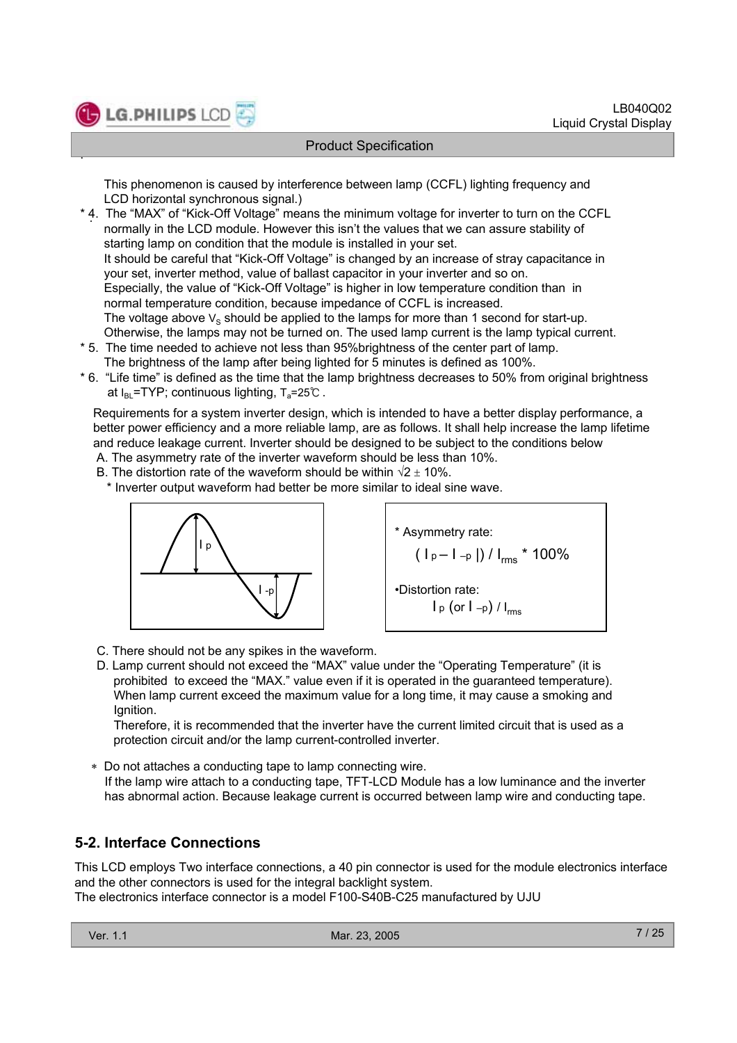This phenomenon is caused by interference between lamp (CCFL) lighting frequency and LCD horizontal synchronous signal.)

* 4. The "MAX" of "Kick-Off Voltage" means the minimum voltage for inverter to turn on the CCFL normally in the LCD module. However this isn't the values that we can assure stability of starting lamp on condition that the module is installed in your set.
  It should be careful that "Kick-Off Voltage" is changed by an increase of stray capacitance in your set, inverter method, value of ballast capacitor in your inverter and so on.
  Especially, the value of "Kick-Off Voltage" is higher in low temperature condition than in normal temperature condition, because impedance of CCFL is increased.
  The voltage above $V_S$ should be applied to the lamps for more than 1 second for start-up. Otherwise, the lamps may not be turned on. The used lamp current is the lamp typical current.
* 5. The time needed to achieve not less than 95%brightness of the center part of lamp.
  The brightness of the lamp after being lighted for 5 minutes is defined as 100%.
* 6. "Life time" is defined as the time that the lamp brightness decreases to 50% from original brightness at $I_{BL}$=TYP; continuous lighting, $T_a$=25℃ .

Requirements for a system inverter design, which is intended to have a better display performance, a better power efficiency and a more reliable lamp, are as follows. It shall help increase the lamp lifetime and reduce leakage current. Inverter should be designed to be subject to the conditions below

A. The asymmetry rate of the inverter waveform should be less than 10%.

B. The distortion rate of the waveform should be within √2 ± 10%.

  * Inverter output waveform had better be more similar to ideal sine wave.

I p

I -p

* Asymmetry rate:

$$(\,I_p - I_{-p}\,|) / I_{rms} * 100\%$$

•Distortion rate:

$$I_p \text{ (or } I_{-p}) / I_{rms}$$

C. There should not be any spikes in the waveform.

D. Lamp current should not exceed the "MAX" value under the "Operating Temperature" (it is prohibited to exceed the "MAX." value even if it is operated in the guaranteed temperature). When lamp current exceed the maximum value for a long time, it may cause a smoking and Ignition.
   Therefore, it is recommended that the inverter have the current limited circuit that is used as a protection circuit and/or the lamp current-controlled inverter.

* Do not attaches a conducting tape to lamp connecting wire.
  If the lamp wire attach to a conducting tape, TFT-LCD Module has a low luminance and the inverter has abnormal action. Because leakage current is occurred between lamp wire and conducting tape.

## 5-2. Interface Connections

This LCD employs Two interface connections, a 40 pin connector is used for the module electronics interface and the other connectors is used for the integral backlight system.
The electronics interface connector is a model F100-S40B-C25 manufactured by UJU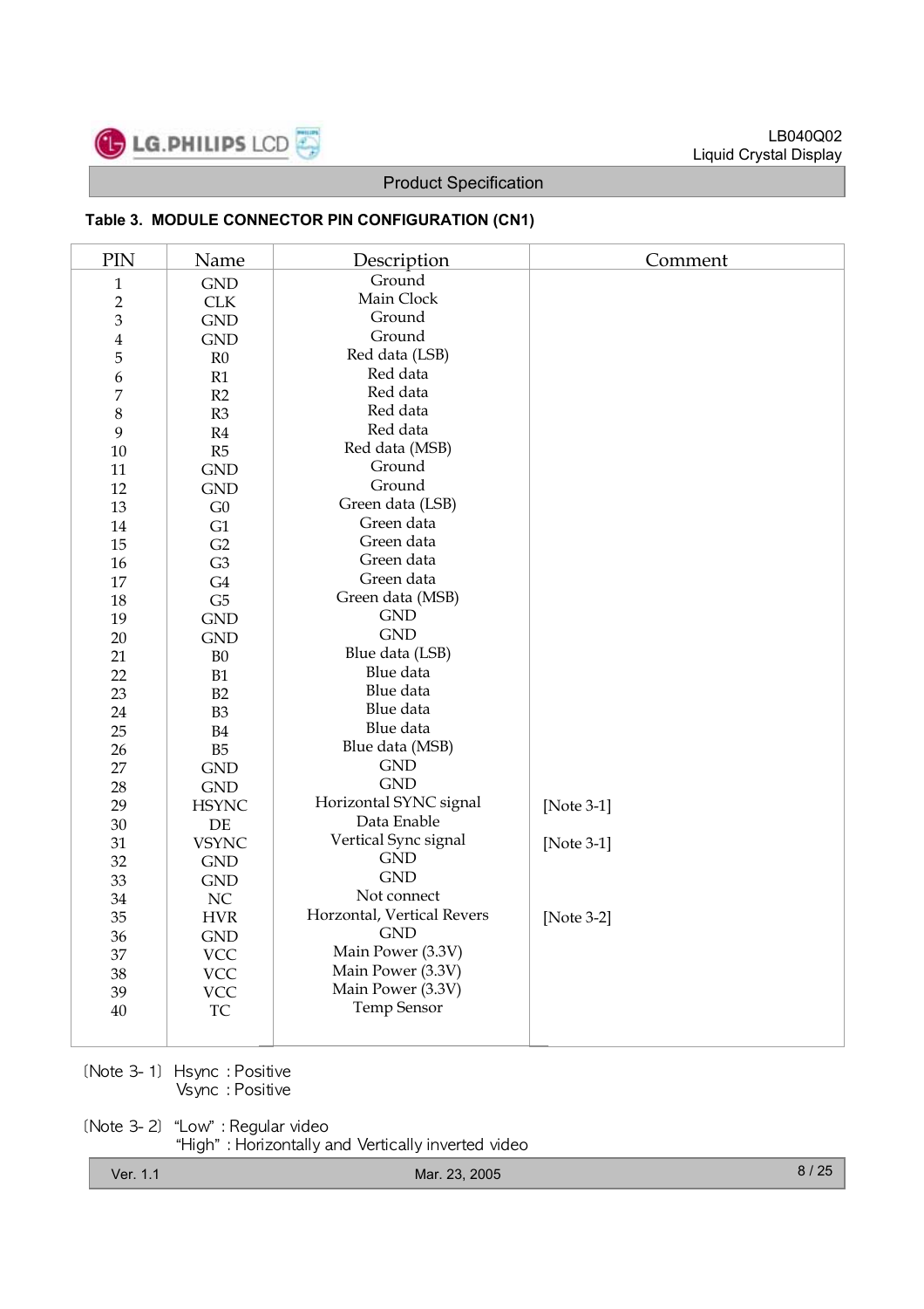**Table 3. MODULE CONNECTOR PIN CONFIGURATION (CN1)**

| PIN | Name | Description | Comment |
|---|---|---|---|
| 1 | GND | Ground | |
| 2 | CLK | Main Clock | |
| 3 | GND | Ground | |
| 4 | GND | Ground | |
| 5 | R0 | Red data (LSB) | |
| 6 | R1 | Red data | |
| 7 | R2 | Red data | |
| 8 | R3 | Red data | |
| 9 | R4 | Red data | |
| 10 | R5 | Red data (MSB) | |
| 11 | GND | Ground | |
| 12 | GND | Ground | |
| 13 | G0 | Green data (LSB) | |
| 14 | G1 | Green data | |
| 15 | G2 | Green data | |
| 16 | G3 | Green data | |
| 17 | G4 | Green data | |
| 18 | G5 | Green data (MSB) | |
| 19 | GND | GND | |
| 20 | GND | GND | |
| 21 | B0 | Blue data (LSB) | |
| 22 | B1 | Blue data | |
| 23 | B2 | Blue data | |
| 24 | B3 | Blue data | |
| 25 | B4 | Blue data | |
| 26 | B5 | Blue data (MSB) | |
| 27 | GND | GND | |
| 28 | GND | GND | |
| 29 | HSYNC | Horizontal SYNC signal | [Note 3-1] |
| 30 | DE | Data Enable | |
| 31 | VSYNC | Vertical Sync signal | [Note 3-1] |
| 32 | GND | GND | |
| 33 | GND | GND | |
| 34 | NC | Not connect | |
| 35 | HVR | Horzontal, Vertical Revers | [Note 3-2] |
| 36 | GND | GND | |
| 37 | VCC | Main Power (3.3V) | |
| 38 | VCC | Main Power (3.3V) | |
| 39 | VCC | Main Power (3.3V) | |
| 40 | TC | Temp Sensor | |

〔Note 3- 1〕 Hsync : Positive
Vsync : Positive

〔Note 3- 2〕 "Low" : Regular video
"High" : Horizontally and Vertically inverted video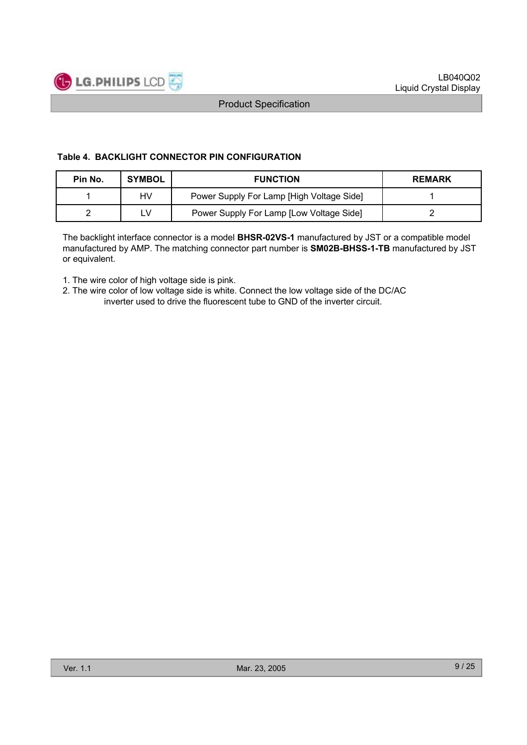**Table 4. BACKLIGHT CONNECTOR PIN CONFIGURATION**

| Pin No. | SYMBOL | FUNCTION | REMARK |
|---|---|---|---|
| 1 | HV | Power Supply For Lamp [High Voltage Side] | 1 |
| 2 | LV | Power Supply For Lamp [Low Voltage Side] | 2 |

The backlight interface connector is a model **BHSR-02VS-1** manufactured by JST or a compatible model manufactured by AMP. The matching connector part number is **SM02B-BHSS-1-TB** manufactured by JST or equivalent.

1. The wire color of high voltage side is pink.
2. The wire color of low voltage side is white. Connect the low voltage side of the DC/AC inverter used to drive the fluorescent tube to GND of the inverter circuit.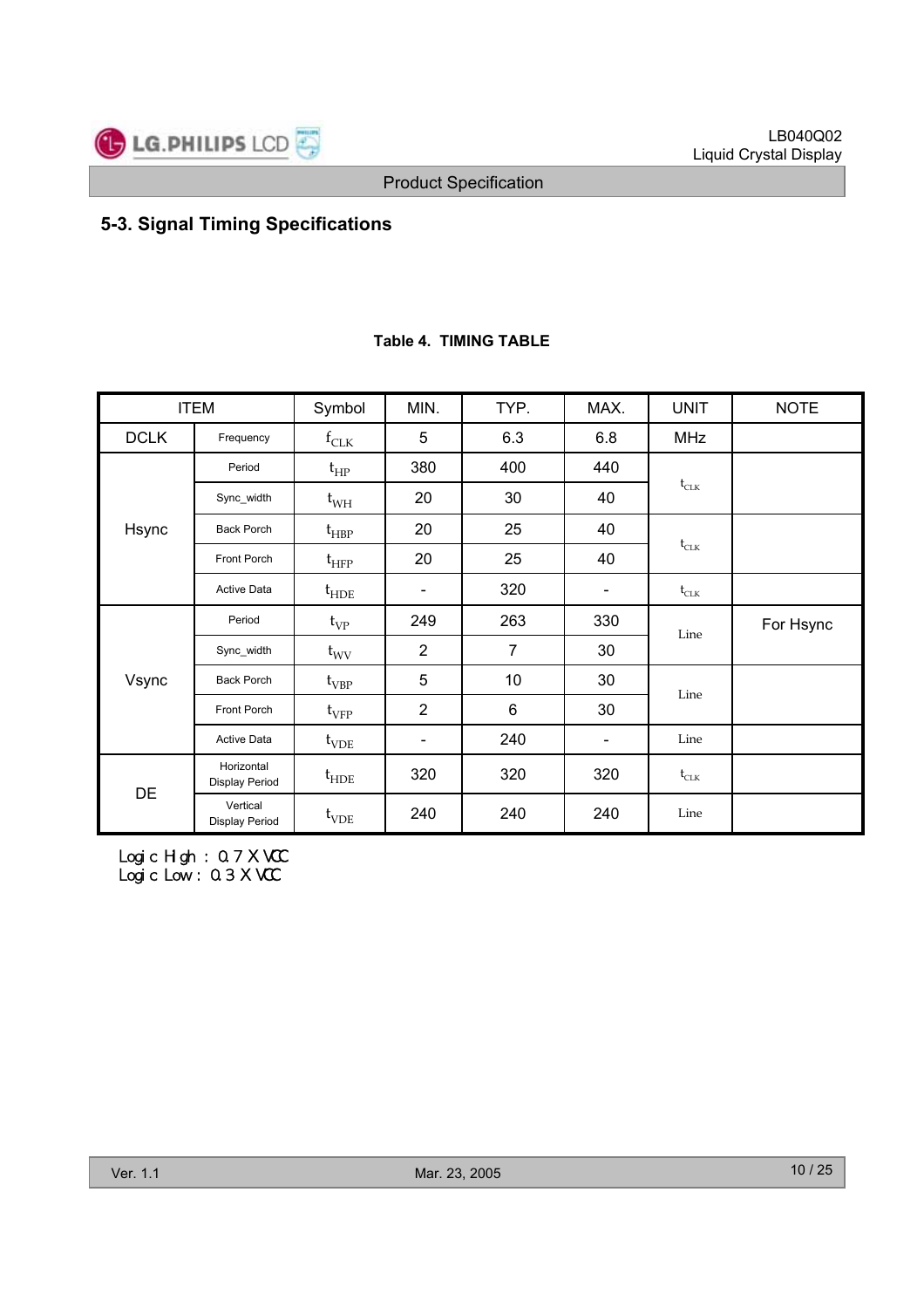## 5-3. Signal Timing Specifications

**Table 4. TIMING TABLE**

| ITEM | | Symbol | MIN. | TYP. | MAX. | UNIT | NOTE |
|---|---|---|---|---|---|---|---|
| DCLK | Frequency | $f_{CLK}$ | 5 | 6.3 | 6.8 | MHz | |
| Hsync | Period | $t_{HP}$ | 380 | 400 | 440 | $t_{CLK}$ | |
| | Sync_width | $t_{WH}$ | 20 | 30 | 40 | | |
| | Back Porch | $t_{HBP}$ | 20 | 25 | 40 | $t_{CLK}$ | |
| | Front Porch | $t_{HFP}$ | 20 | 25 | 40 | | |
| | Active Data | $t_{HDE}$ | - | 320 | - | $t_{CLK}$ | |
| Vsync | Period | $t_{VP}$ | 249 | 263 | 330 | Line | For Hsync |
| | Sync_width | $t_{WV}$ | 2 | 7 | 30 | | |
| | Back Porch | $t_{VBP}$ | 5 | 10 | 30 | Line | |
| | Front Porch | $t_{VFP}$ | 2 | 6 | 30 | | |
| | Active Data | $t_{VDE}$ | - | 240 | - | Line | |
| DE | Horizontal Display Period | $t_{HDE}$ | 320 | 320 | 320 | $t_{CLK}$ | |
| | Vertical Display Period | $t_{VDE}$ | 240 | 240 | 240 | Line | |

Logic High : 0.7 X VCC
Logic Low : 0.3 X VCC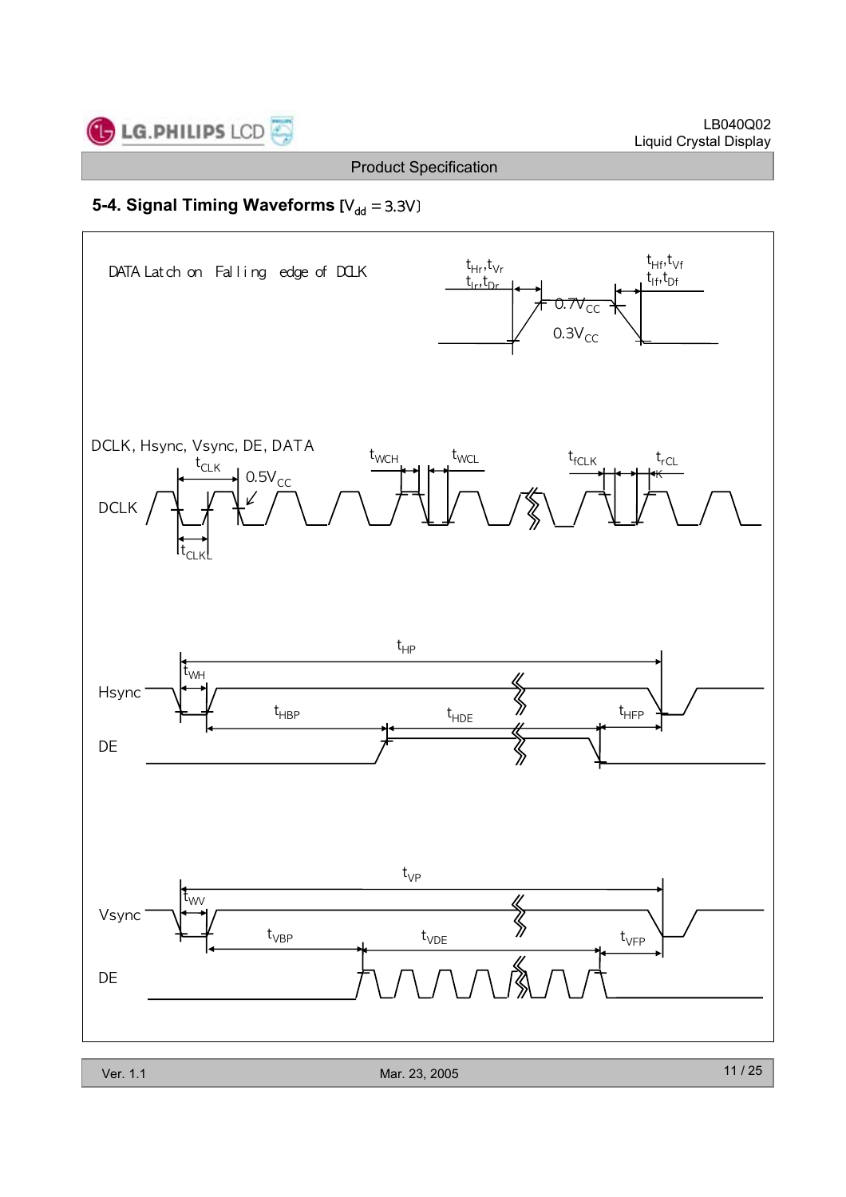## 5-4. Signal Timing Waveforms [$V_{dd}$ = 3.3V]

DATA Latch on Falling edge of DCLK

$t_{Hr}, t_{Vr}$
$t_{Ir}, t_{Dr}$

$t_{Hf}, t_{Vf}$
$t_{If}, t_{Df}$

$0.7V_{CC}$

$0.3V_{CC}$

DCLK, Hsync, Vsync, DE, DATA

DCLK

$t_{CLK}$

$0.5V_{CC}$

$t_{CLKL}$

$t_{WCH}$

$t_{WCL}$

$t_{fCLK}$

$t_{rCLK}$

Hsync

DE

$t_{HP}$

$t_{WH}$

$t_{HBP}$

$t_{HDE}$

$t_{HFP}$

Vsync

DE

$t_{VP}$

$t_{WV}$

$t_{VBP}$

$t_{VDE}$

$t_{VFP}$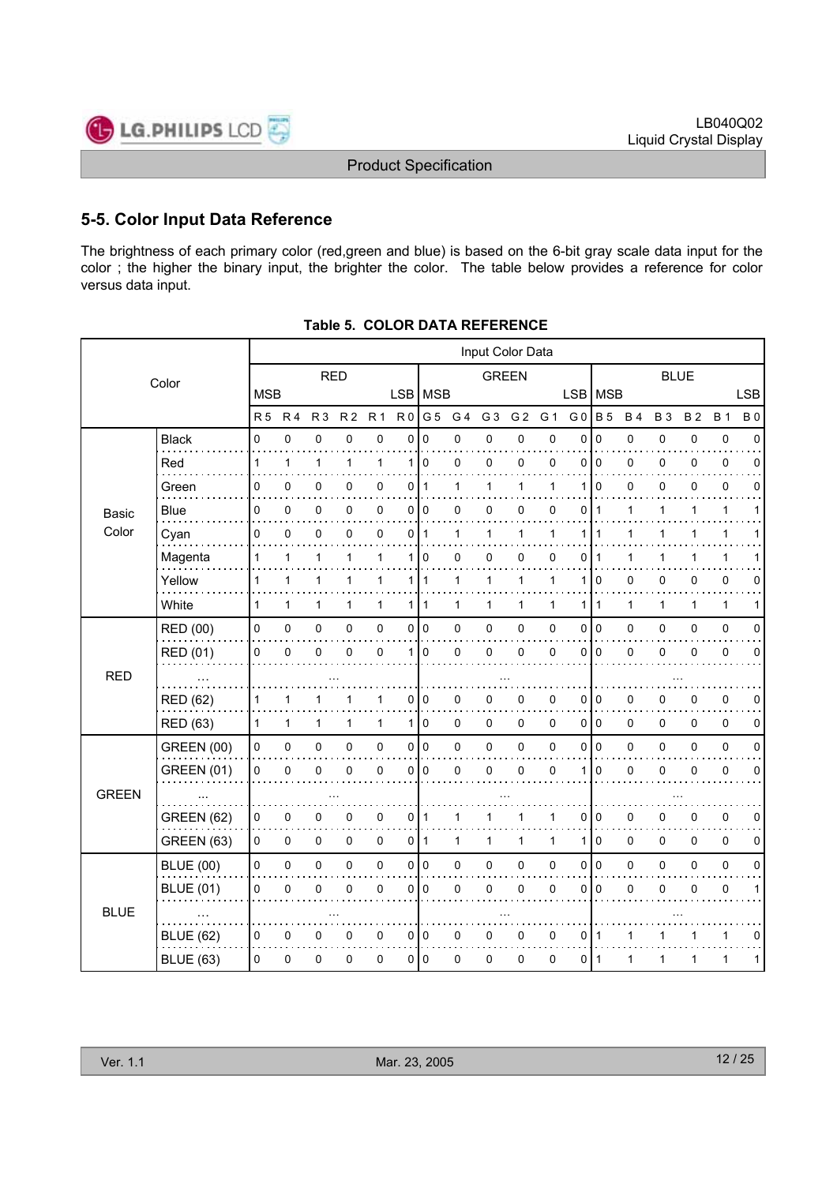## 5-5. Color Input Data Reference

The brightness of each primary color (red,green and blue) is based on the 6-bit gray scale data input for the color ; the higher the binary input, the brighter the color. The table below provides a reference for color versus data input.

**Table 5. COLOR DATA REFERENCE**

| Color | | Input Color Data | | | | | | | | | | | | | | | | | |
|---|---|---|---|---|---|---|---|---|---|---|---|---|---|---|---|---|---|---|---|
| | | RED | | | | | | GREEN | | | | | | BLUE | | | | | |
| | | MSB | | | | | LSB | MSB | | | | | LSB | MSB | | | | | LSB |
| | | R 5 | R 4 | R 3 | R 2 | R 1 | R 0 | G 5 | G 4 | G 3 | G 2 | G 1 | G 0 | B 5 | B 4 | B 3 | B 2 | B 1 | B 0 |
| Basic Color | Black | 0 | 0 | 0 | 0 | 0 | 0 | 0 | 0 | 0 | 0 | 0 | 0 | 0 | 0 | 0 | 0 | 0 | 0 |
| | Red | 1 | 1 | 1 | 1 | 1 | 1 | 0 | 0 | 0 | 0 | 0 | 0 | 0 | 0 | 0 | 0 | 0 | 0 |
| | Green | 0 | 0 | 0 | 0 | 0 | 0 | 1 | 1 | 1 | 1 | 1 | 1 | 0 | 0 | 0 | 0 | 0 | 0 |
| | Blue | 0 | 0 | 0 | 0 | 0 | 0 | 0 | 0 | 0 | 0 | 0 | 0 | 1 | 1 | 1 | 1 | 1 | 1 |
| | Cyan | 0 | 0 | 0 | 0 | 0 | 0 | 1 | 1 | 1 | 1 | 1 | 1 | 1 | 1 | 1 | 1 | 1 | 1 |
| | Magenta | 1 | 1 | 1 | 1 | 1 | 1 | 0 | 0 | 0 | 0 | 0 | 0 | 1 | 1 | 1 | 1 | 1 | 1 |
| | Yellow | 1 | 1 | 1 | 1 | 1 | 1 | 1 | 1 | 1 | 1 | 1 | 1 | 0 | 0 | 0 | 0 | 0 | 0 |
| | White | 1 | 1 | 1 | 1 | 1 | 1 | 1 | 1 | 1 | 1 | 1 | 1 | 1 | 1 | 1 | 1 | 1 | 1 |
| RED | RED (00) | 0 | 0 | 0 | 0 | 0 | 0 | 0 | 0 | 0 | 0 | 0 | 0 | 0 | 0 | 0 | 0 | 0 | 0 |
| | RED (01) | 0 | 0 | 0 | 0 | 0 | 1 | 0 | 0 | 0 | 0 | 0 | 0 | 0 | 0 | 0 | 0 | 0 | 0 |
| | ... | ... | | | | | | ... | | | | | | ... | | | | | |
| | RED (62) | 1 | 1 | 1 | 1 | 1 | 0 | 0 | 0 | 0 | 0 | 0 | 0 | 0 | 0 | 0 | 0 | 0 | 0 |
| | RED (63) | 1 | 1 | 1 | 1 | 1 | 1 | 0 | 0 | 0 | 0 | 0 | 0 | 0 | 0 | 0 | 0 | 0 | 0 |
| GREEN | GREEN (00) | 0 | 0 | 0 | 0 | 0 | 0 | 0 | 0 | 0 | 0 | 0 | 0 | 0 | 0 | 0 | 0 | 0 | 0 |
| | GREEN (01) | 0 | 0 | 0 | 0 | 0 | 0 | 0 | 0 | 0 | 0 | 0 | 1 | 0 | 0 | 0 | 0 | 0 | 0 |
| | ... | ... | | | | | | ... | | | | | | ... | | | | | |
| | GREEN (62) | 0 | 0 | 0 | 0 | 0 | 0 | 1 | 1 | 1 | 1 | 1 | 0 | 0 | 0 | 0 | 0 | 0 | 0 |
| | GREEN (63) | 0 | 0 | 0 | 0 | 0 | 0 | 1 | 1 | 1 | 1 | 1 | 1 | 0 | 0 | 0 | 0 | 0 | 0 |
| BLUE | BLUE (00) | 0 | 0 | 0 | 0 | 0 | 0 | 0 | 0 | 0 | 0 | 0 | 0 | 0 | 0 | 0 | 0 | 0 | 0 |
| | BLUE (01) | 0 | 0 | 0 | 0 | 0 | 0 | 0 | 0 | 0 | 0 | 0 | 0 | 0 | 0 | 0 | 0 | 0 | 1 |
| | ... | ... | | | | | | ... | | | | | | ... | | | | | |
| | BLUE (62) | 0 | 0 | 0 | 0 | 0 | 0 | 0 | 0 | 0 | 0 | 0 | 0 | 1 | 1 | 1 | 1 | 1 | 0 |
| | BLUE (63) | 0 | 0 | 0 | 0 | 0 | 0 | 0 | 0 | 0 | 0 | 0 | 0 | 1 | 1 | 1 | 1 | 1 | 1 |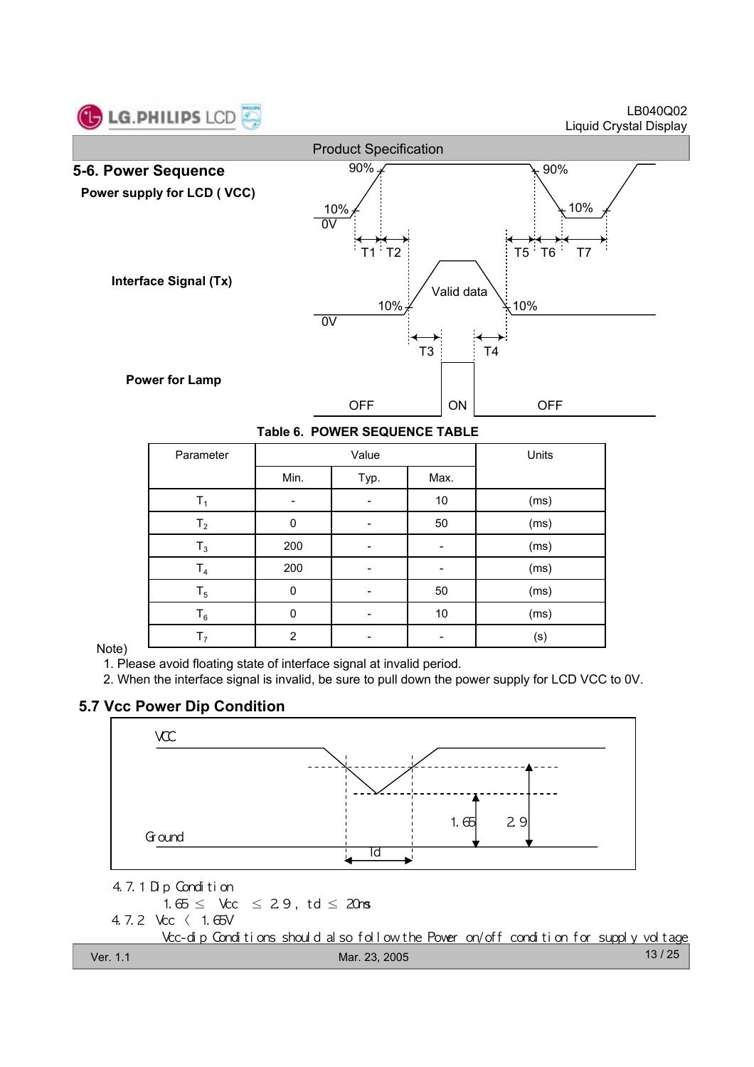## 5-6. Power Sequence

**Power supply for LCD ( VCC)**

90% 90%

10% 10%

0V

T1 T2 T5 T6 T7

**Interface Signal (Tx)**

Valid data

10% 10%

0V

T3 T4

**Power for Lamp**

OFF ON OFF

Table 6. POWER SEQUENCE TABLE

| Parameter | Value | | | Units |
|---|---|---|---|---|
| | Min. | Typ. | Max. | |
| $T_1$ | - | - | 10 | (ms) |
| $T_2$ | 0 | - | 50 | (ms) |
| $T_3$ | 200 | - | - | (ms) |
| $T_4$ | 200 | - | - | (ms) |
| $T_5$ | 0 | - | 50 | (ms) |
| $T_6$ | 0 | - | 10 | (ms) |
| $T_7$ | 2 | - | - | (s) |

Note)

1. Please avoid floating state of interface signal at invalid period.
2. When the interface signal is invalid, be sure to pull down the power supply for LCD VCC to 0V.

## 5.7 Vcc Power Dip Condition

VCC

Ground

1.65 2.9

Td

4.7.1 Dip Condition

$1.65 \leq$ Vcc $\leq 2.9$ , td $\leq$ 20ms

4.7.2 Vcc < 1.65V

Vcc-dip Conditions should also follow the Power on/off condition for supply voltage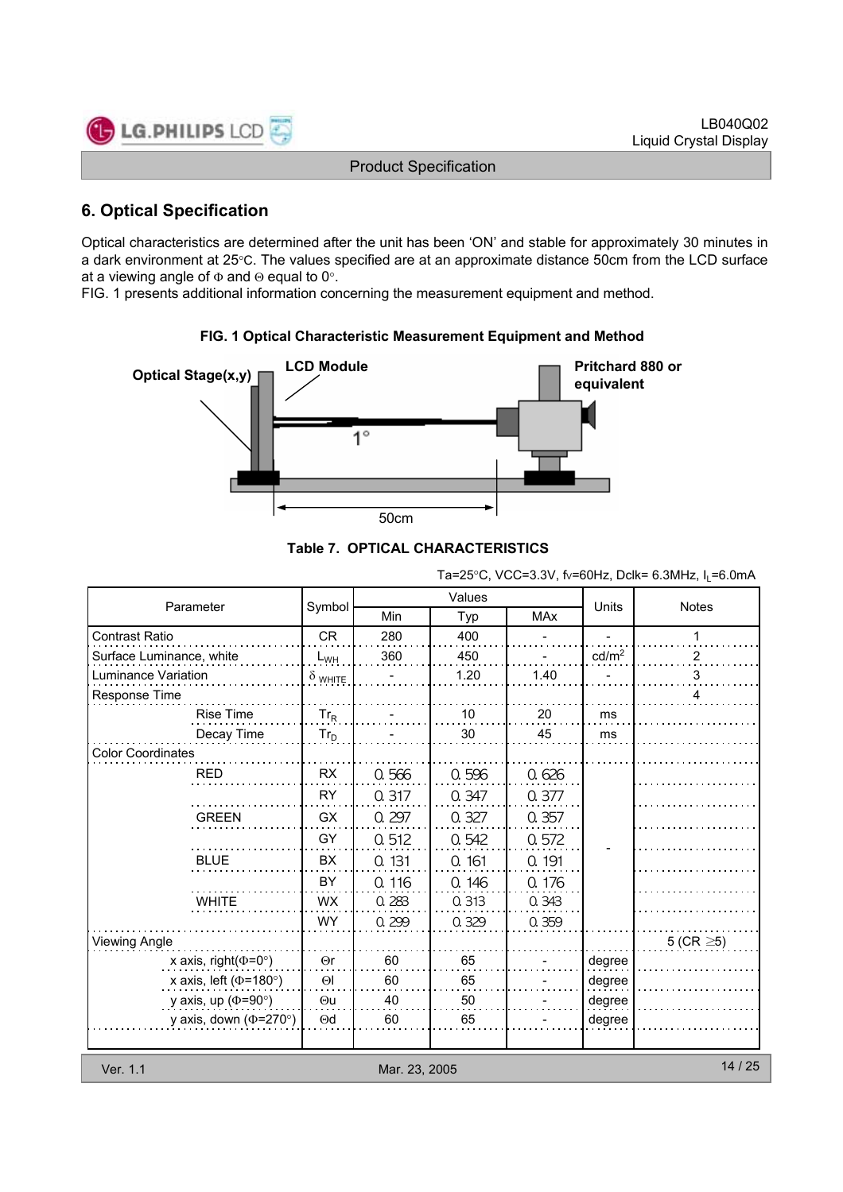## 6. Optical Specification

Optical characteristics are determined after the unit has been ‘ON’ and stable for approximately 30 minutes in a dark environment at 25°C. The values specified are at an approximate distance 50cm from the LCD surface at a viewing angle of Φ and Θ equal to 0°.

FIG. 1 presents additional information concerning the measurement equipment and method.

**FIG. 1 Optical Characteristic Measurement Equipment and Method**

Optical Stage(x,y) LCD Module Pritchard 880 or equivalent 1° 50cm

**Table 7. OPTICAL CHARACTERISTICS**

Ta=25°C, VCC=3.3V, fv=60Hz, Dclk= 6.3MHz, $I_L$=6.0mA

| Parameter | | Symbol | Values | | | Units | Notes |
|---|---|---|---|---|---|---|---|
| | | | Min | Typ | MAx | | |
| Contrast Ratio | | CR | 280 | 400 | - | - | 1 |
| Surface Luminance, white | | $L_{WH}$ | 360 | 450 | - | cd/m² | 2 |
| Luminance Variation | | $\delta_{WHITE}$ | - | 1.20 | 1.40 | - | 3 |
| Response Time | | | | | | | 4 |
| | Rise Time | $Tr_R$ | - | 10 | 20 | ms | |
| | Decay Time | $Tr_D$ | - | 30 | 45 | ms | |
| Color Coordinates | | | | | | | |
| | RED | RX | 0.566 | 0.596 | 0.626 | - | |
| | | RY | 0.317 | 0.347 | 0.377 | - | |
| | GREEN | GX | 0.297 | 0.327 | 0.357 | - | |
| | | GY | 0.512 | 0.542 | 0.572 | - | |
| | BLUE | BX | 0.131 | 0.161 | 0.191 | - | |
| | | BY | 0.116 | 0.146 | 0.176 | - | |
| | WHITE | WX | 0.283 | 0.313 | 0.343 | - | |
| | | WY | 0.299 | 0.329 | 0.359 | - | |
| Viewing Angle | | | | | | | 5 (CR ≥5) |
| | x axis, right(Φ=0°) | Θr | 60 | 65 | - | degree | |
| | x axis, left (Φ=180°) | Θl | 60 | 65 | - | degree | |
| | y axis, up (Φ=90°) | Θu | 40 | 50 | - | degree | |
| | y axis, down (Φ=270°) | Θd | 60 | 65 | - | degree | |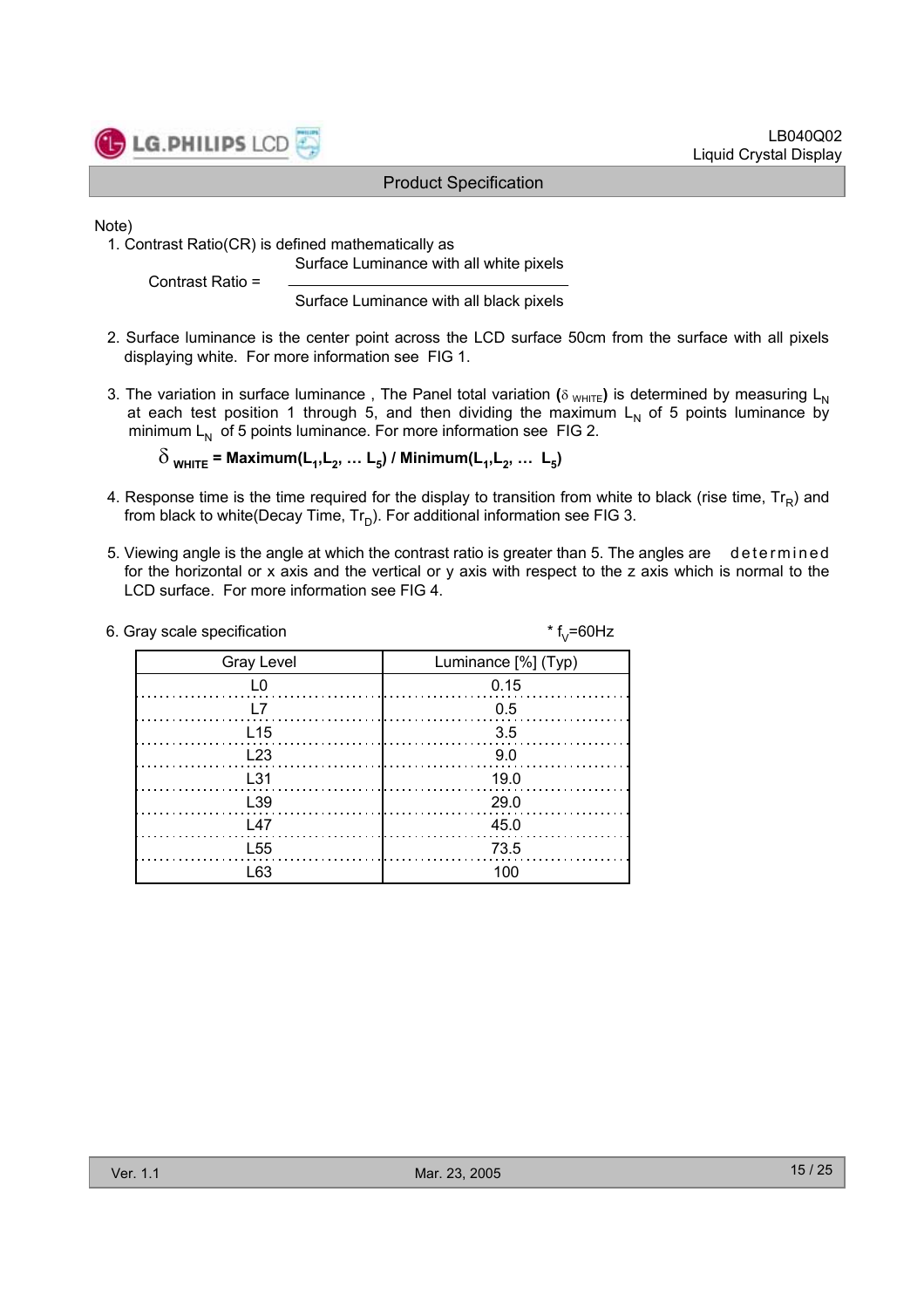Note)

1. Contrast Ratio(CR) is defined mathematically as

$$\text{Contrast Ratio} = \frac{\text{Surface Luminance with all white pixels}}{\text{Surface Luminance with all black pixels}}$$

2. Surface luminance is the center point across the LCD surface 50cm from the surface with all pixels displaying white. For more information see FIG 1.

3. The variation in surface luminance , The Panel total variation ($\delta_{WHITE}$) is determined by measuring $L_N$ at each test position 1 through 5, and then dividing the maximum $L_N$ of 5 points luminance by minimum $L_N$ of 5 points luminance. For more information see FIG 2.

   $$\delta_{WHITE} = \text{Maximum}(L_1, L_2, \ldots L_5) / \text{Minimum}(L_1, L_2, \ldots L_5)$$

4. Response time is the time required for the display to transition from white to black (rise time, $Tr_R$) and from black to white(Decay Time, $Tr_D$). For additional information see FIG 3.

5. Viewing angle is the angle at which the contrast ratio is greater than 5. The angles are determined for the horizontal or x axis and the vertical or y axis with respect to the z axis which is normal to the LCD surface. For more information see FIG 4.

6. Gray scale specification

   * $f_V$=60Hz

| Gray Level | Luminance [%] (Typ) |
|---|---|
| L0 | 0.15 |
| L7 | 0.5 |
| L15 | 3.5 |
| L23 | 9.0 |
| L31 | 19.0 |
| L39 | 29.0 |
| L47 | 45.0 |
| L55 | 73.5 |
| L63 | 100 |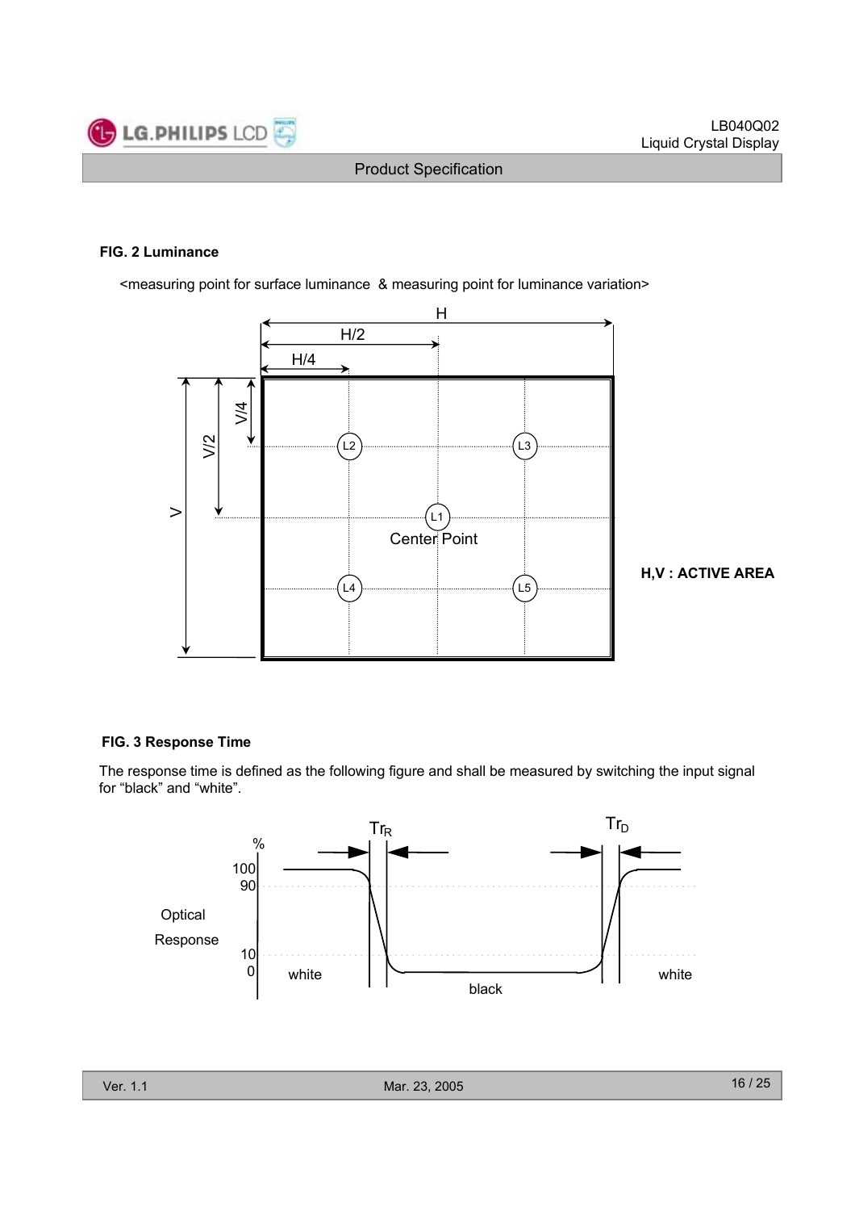### FIG. 2 Luminance

<measuring point for surface luminance & measuring point for luminance variation>

H,V : ACTIVE AREA

### FIG. 3 Response Time

The response time is defined as the following figure and shall be measured by switching the input signal for "black" and "white".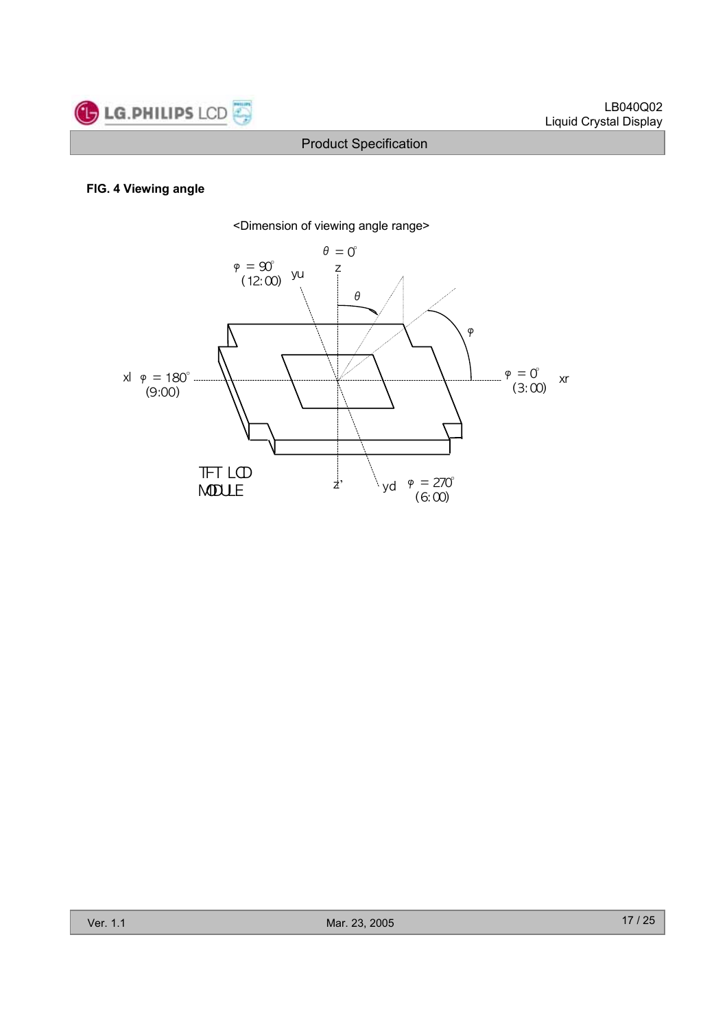**FIG. 4 Viewing angle**

<Dimension of viewing angle range>

θ = 0°
z

φ = 90°
(12:00) yu

θ

φ

xl φ = 180°
(9:00)

φ = 0° xr
(3:00)

TFT LCD
MODULE

z'

yd φ = 270°
(6:00)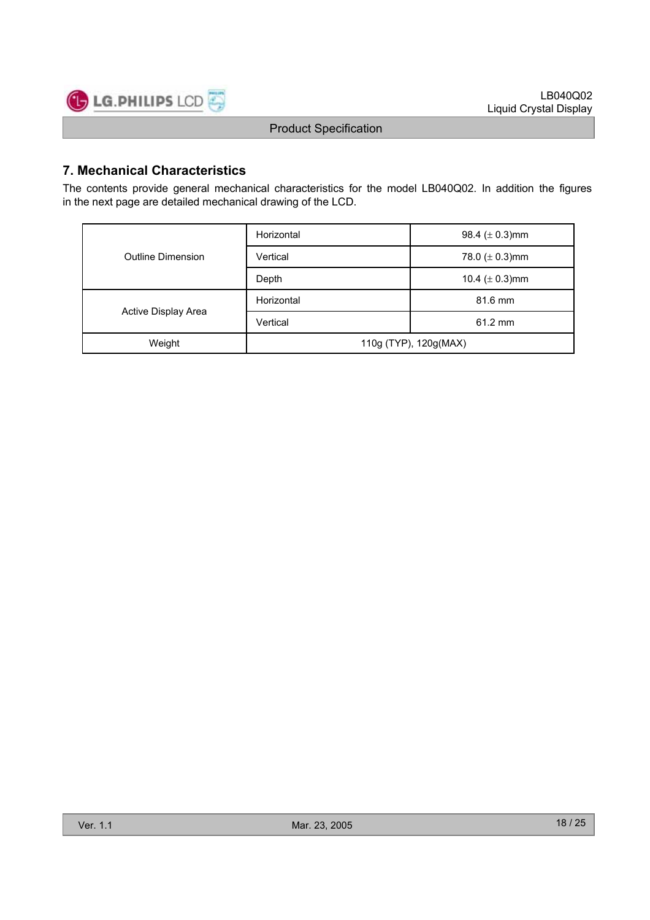## 7. Mechanical Characteristics

The contents provide general mechanical characteristics for the model LB040Q02. In addition the figures in the next page are detailed mechanical drawing of the LCD.

| | | |
|---|---|---|
| Outline Dimension | Horizontal | 98.4 (± 0.3)mm |
| | Vertical | 78.0 (± 0.3)mm |
| | Depth | 10.4 (± 0.3)mm |
| Active Display Area | Horizontal | 81.6 mm |
| | Vertical | 61.2 mm |
| Weight | 110g (TYP), 120g(MAX) | |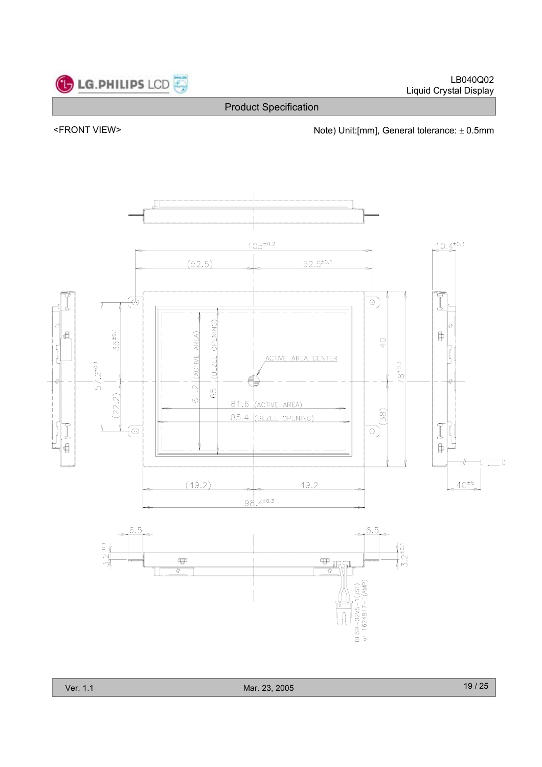## Product Specification

<FRONT VIEW>

Note) Unit:[mm], General tolerance: ± 0.5mm

$105^{\pm0.2}$

(52.5) $52.5^{\pm0.1}$

$10.4^{\pm0.3}$

$35^{\pm0.1}$

$57.2^{\pm0.1}$

(22.2)

61.2 (ACTIVE AREA)

65 (BEZEL OPENING)

ACTIVE AREA CENTER

81.6 (ACTIVE AREA)

85.4 (BEZEL OPENING)

40

$78^{\pm0.3}$

(38)

(49.2) 49.2

$98.4^{\pm0.3}$

$40^{\pm5}$

6.5 6.5

$3.2^{\pm0.1}$ $3.2^{\pm0.1}$

BHSR-02VS-1(JST) or 167481 7-1(AMP)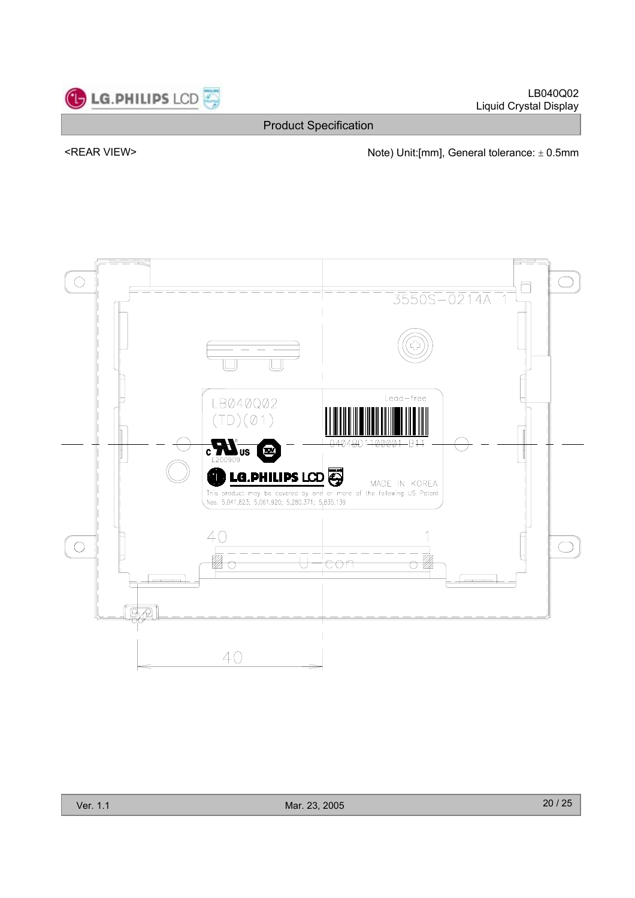Product Specification

<REAR VIEW>

Note) Unit:[mm], General tolerance: ± 0.5mm

3550S-0214A 1

LB040Q02
(TD)(01)

Lead-free

0404BD1100001 B11

E200909

MADE IN KOREA

This product may be covered by one or more of the following US Patent Nos. 5,041,823; 5,061,920; 5,280,371; 5,835,139

40 1

U-con

40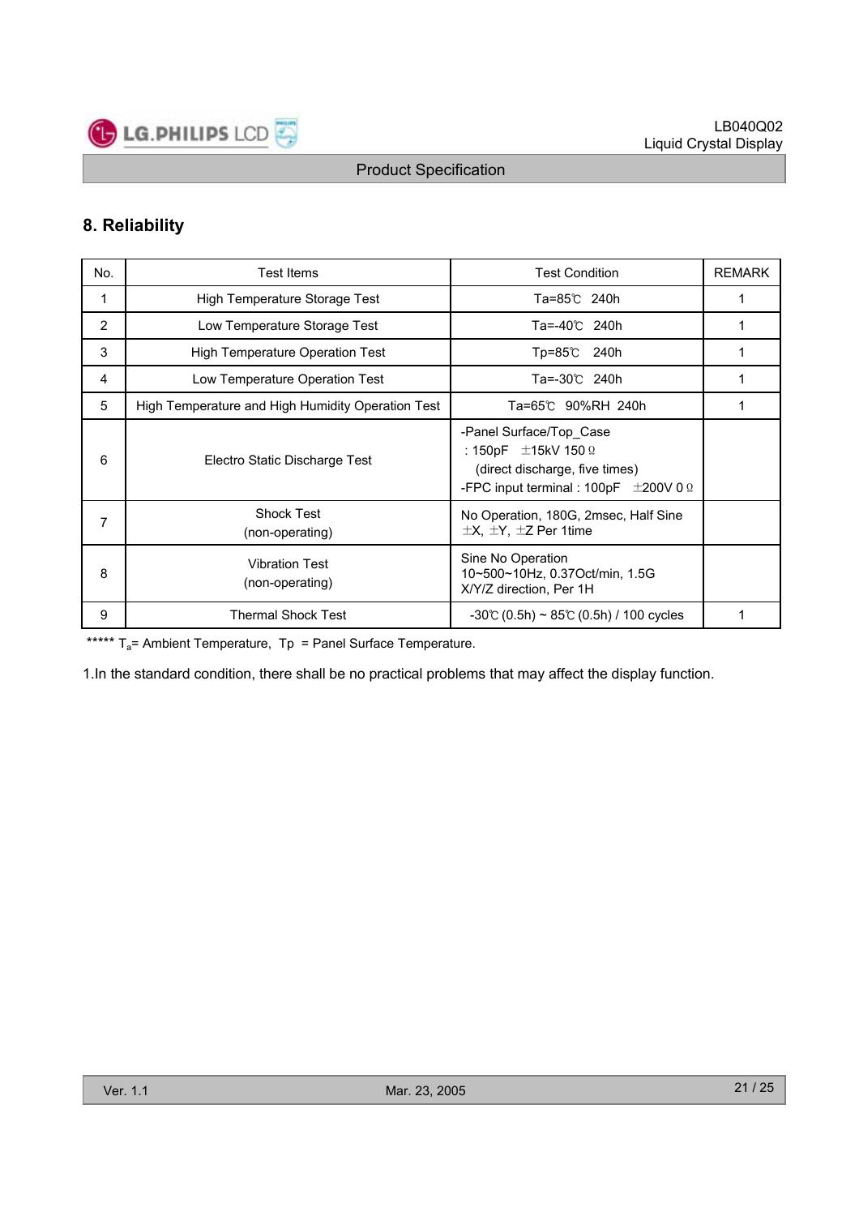## 8. Reliability

| No. | Test Items | Test Condition | REMARK |
|---|---|---|---|
| 1 | High Temperature Storage Test | Ta=85℃ 240h | 1 |
| 2 | Low Temperature Storage Test | Ta=-40℃ 240h | 1 |
| 3 | High Temperature Operation Test | Tp=85℃ 240h | 1 |
| 4 | Low Temperature Operation Test | Ta=-30℃ 240h | 1 |
| 5 | High Temperature and High Humidity Operation Test | Ta=65℃ 90%RH 240h | 1 |
| 6 | Electro Static Discharge Test | -Panel Surface/Top_Case<br>: 150pF ±15kV 150Ω<br>(direct discharge, five times)<br>-FPC input terminal : 100pF ±200V 0Ω | |
| 7 | Shock Test<br>(non-operating) | No Operation, 180G, 2msec, Half Sine<br>±X, ±Y, ±Z Per 1time | |
| 8 | Vibration Test<br>(non-operating) | Sine No Operation<br>10~500~10Hz, 0.37Oct/min, 1.5G<br>X/Y/Z direction, Per 1H | |
| 9 | Thermal Shock Test | -30℃ (0.5h) ~ 85℃ (0.5h) / 100 cycles | 1 |

***** $T_a$= Ambient Temperature, Tp = Panel Surface Temperature.

1.In the standard condition, there shall be no practical problems that may affect the display function.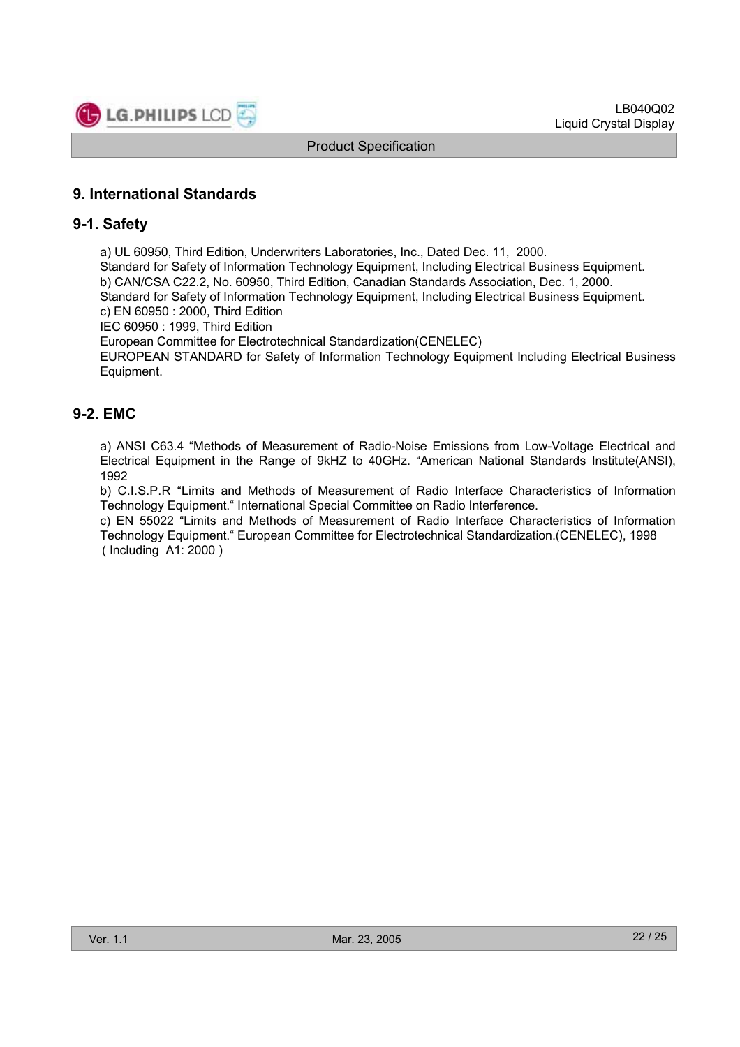## 9. International Standards

### 9-1. Safety

a) UL 60950, Third Edition, Underwriters Laboratories, Inc., Dated Dec. 11, 2000.
Standard for Safety of Information Technology Equipment, Including Electrical Business Equipment.
b) CAN/CSA C22.2, No. 60950, Third Edition, Canadian Standards Association, Dec. 1, 2000.
Standard for Safety of Information Technology Equipment, Including Electrical Business Equipment.
c) EN 60950 : 2000, Third Edition
IEC 60950 : 1999, Third Edition
European Committee for Electrotechnical Standardization(CENELEC)
EUROPEAN STANDARD for Safety of Information Technology Equipment Including Electrical Business Equipment.

### 9-2. EMC

a) ANSI C63.4 “Methods of Measurement of Radio-Noise Emissions from Low-Voltage Electrical and Electrical Equipment in the Range of 9kHZ to 40GHz. “American National Standards Institute(ANSI), 1992
b) C.I.S.P.R “Limits and Methods of Measurement of Radio Interface Characteristics of Information Technology Equipment.“ International Special Committee on Radio Interference.
c) EN 55022 “Limits and Methods of Measurement of Radio Interface Characteristics of Information Technology Equipment.“ European Committee for Electrotechnical Standardization.(CENELEC), 1998
( Including A1: 2000 )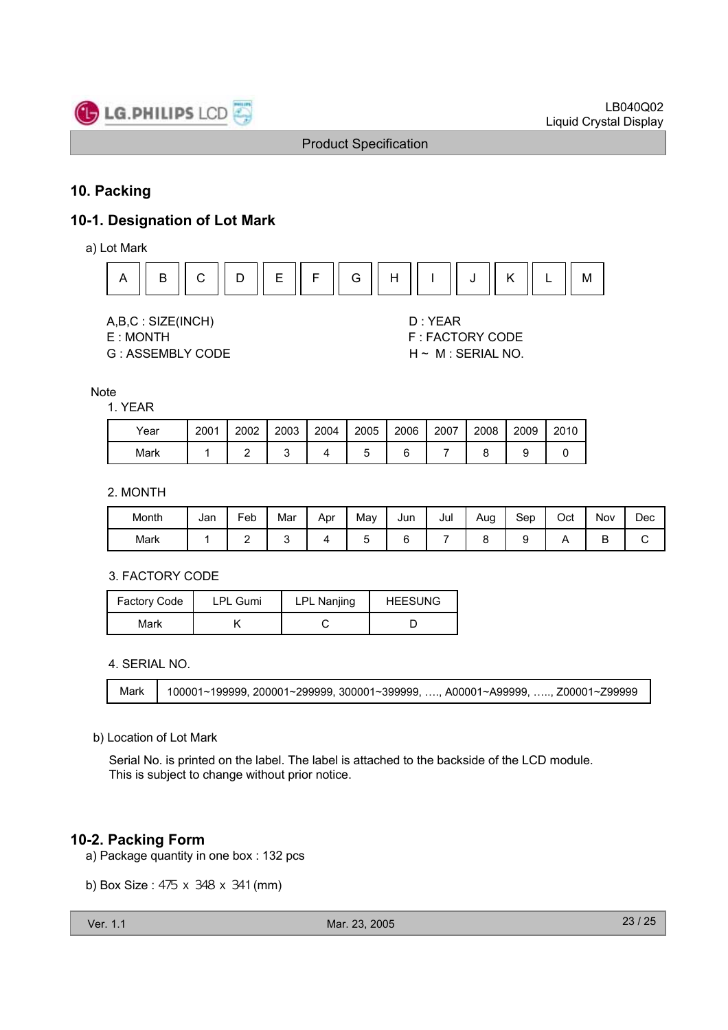## 10. Packing

### 10-1. Designation of Lot Mark

a) Lot Mark

| A | B | C | D | E | F | G | H | I | J | K | L | M |
|---|---|---|---|---|---|---|---|---|---|---|---|---|

A,B,C : SIZE(INCH)
E : MONTH
G : ASSEMBLY CODE

D : YEAR
F : FACTORY CODE
H ~ M : SERIAL NO.

Note

1. YEAR

| Year | 2001 | 2002 | 2003 | 2004 | 2005 | 2006 | 2007 | 2008 | 2009 | 2010 |
|---|---|---|---|---|---|---|---|---|---|---|
| Mark | 1 | 2 | 3 | 4 | 5 | 6 | 7 | 8 | 9 | 0 |

2. MONTH

| Month | Jan | Feb | Mar | Apr | May | Jun | Jul | Aug | Sep | Oct | Nov | Dec |
|---|---|---|---|---|---|---|---|---|---|---|---|---|
| Mark | 1 | 2 | 3 | 4 | 5 | 6 | 7 | 8 | 9 | A | B | C |

3. FACTORY CODE

| Factory Code | LPL Gumi | LPL Nanjing | HEESUNG |
|---|---|---|---|
| Mark | K | C | D |

4. SERIAL NO.

| Mark | 100001~199999, 200001~299999, 300001~399999, …., A00001~A99999, ….., Z00001~Z99999 |
|---|---|

b) Location of Lot Mark

Serial No. is printed on the label. The label is attached to the backside of the LCD module.
This is subject to change without prior notice.

### 10-2. Packing Form

a) Package quantity in one box : 132 pcs

b) Box Size : 475 x 348 x 341 (mm)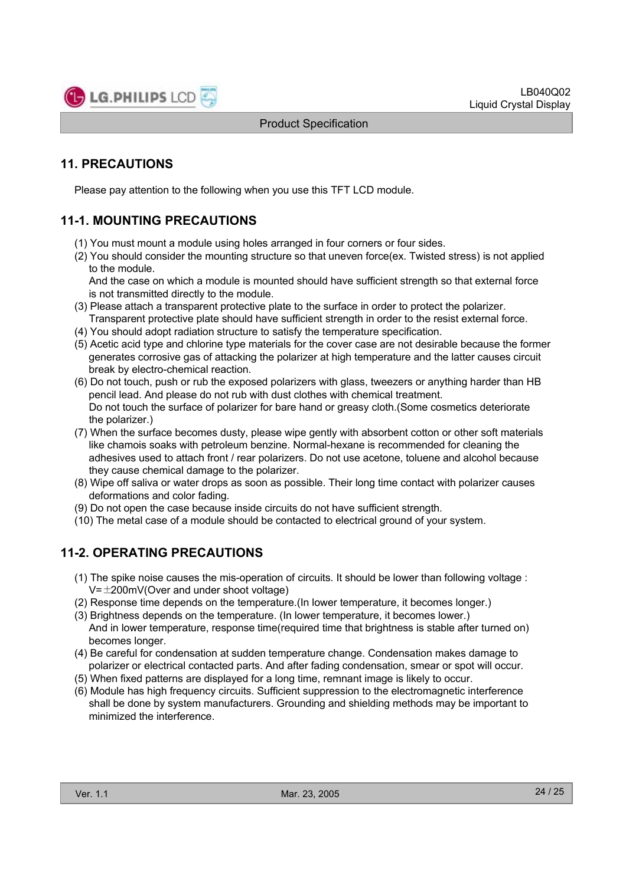## 11. PRECAUTIONS

Please pay attention to the following when you use this TFT LCD module.

### 11-1. MOUNTING PRECAUTIONS

(1) You must mount a module using holes arranged in four corners or four sides.
(2) You should consider the mounting structure so that uneven force(ex. Twisted stress) is not applied to the module.
    And the case on which a module is mounted should have sufficient strength so that external force is not transmitted directly to the module.
(3) Please attach a transparent protective plate to the surface in order to protect the polarizer.
    Transparent protective plate should have sufficient strength in order to the resist external force.
(4) You should adopt radiation structure to satisfy the temperature specification.
(5) Acetic acid type and chlorine type materials for the cover case are not desirable because the former generates corrosive gas of attacking the polarizer at high temperature and the latter causes circuit break by electro-chemical reaction.
(6) Do not touch, push or rub the exposed polarizers with glass, tweezers or anything harder than HB pencil lead. And please do not rub with dust clothes with chemical treatment.
    Do not touch the surface of polarizer for bare hand or greasy cloth.(Some cosmetics deteriorate the polarizer.)
(7) When the surface becomes dusty, please wipe gently with absorbent cotton or other soft materials like chamois soaks with petroleum benzine. Normal-hexane is recommended for cleaning the adhesives used to attach front / rear polarizers. Do not use acetone, toluene and alcohol because they cause chemical damage to the polarizer.
(8) Wipe off saliva or water drops as soon as possible. Their long time contact with polarizer causes deformations and color fading.
(9) Do not open the case because inside circuits do not have sufficient strength.
(10) The metal case of a module should be contacted to electrical ground of your system.

### 11-2. OPERATING PRECAUTIONS

(1) The spike noise causes the mis-operation of circuits. It should be lower than following voltage : $V=\pm 200mV$(Over and under shoot voltage)
(2) Response time depends on the temperature.(In lower temperature, it becomes longer.)
(3) Brightness depends on the temperature. (In lower temperature, it becomes lower.)
    And in lower temperature, response time(required time that brightness is stable after turned on) becomes longer.
(4) Be careful for condensation at sudden temperature change. Condensation makes damage to polarizer or electrical contacted parts. And after fading condensation, smear or spot will occur.
(5) When fixed patterns are displayed for a long time, remnant image is likely to occur.
(6) Module has high frequency circuits. Sufficient suppression to the electromagnetic interference shall be done by system manufacturers. Grounding and shielding methods may be important to minimized the interference.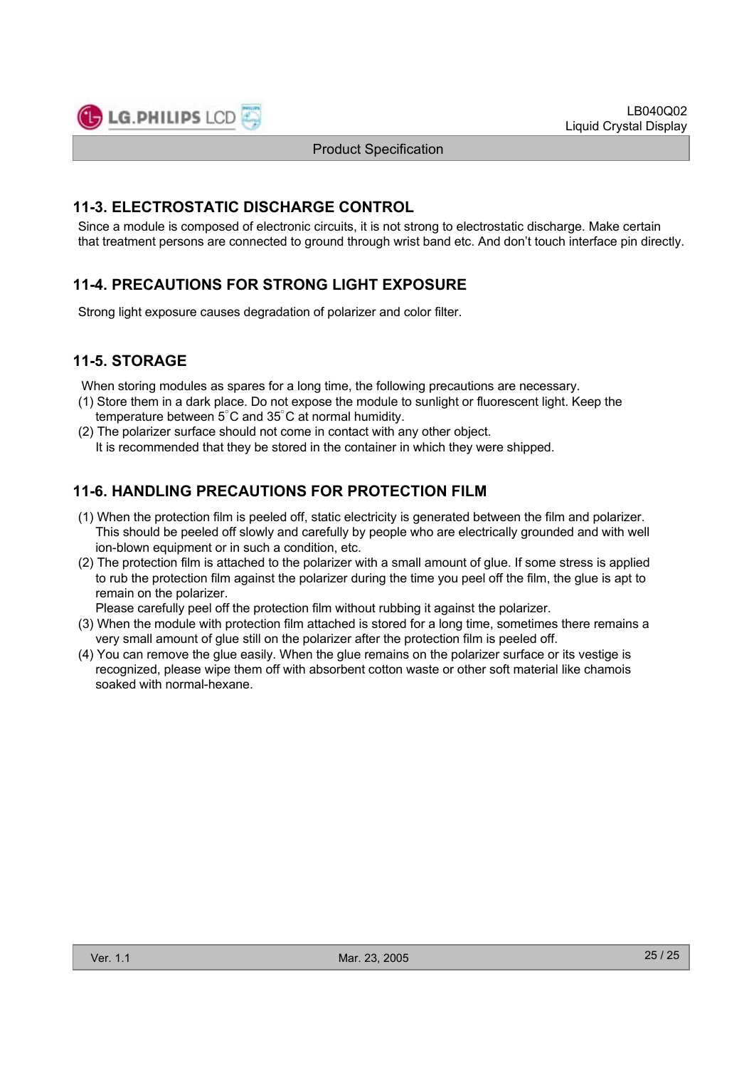## 11-3. ELECTROSTATIC DISCHARGE CONTROL

Since a module is composed of electronic circuits, it is not strong to electrostatic discharge. Make certain that treatment persons are connected to ground through wrist band etc. And don't touch interface pin directly.

## 11-4. PRECAUTIONS FOR STRONG LIGHT EXPOSURE

Strong light exposure causes degradation of polarizer and color filter.

## 11-5. STORAGE

When storing modules as spares for a long time, the following precautions are necessary.

(1) Store them in a dark place. Do not expose the module to sunlight or fluorescent light. Keep the temperature between 5°C and 35°C at normal humidity.

(2) The polarizer surface should not come in contact with any other object. It is recommended that they be stored in the container in which they were shipped.

## 11-6. HANDLING PRECAUTIONS FOR PROTECTION FILM

(1) When the protection film is peeled off, static electricity is generated between the film and polarizer. This should be peeled off slowly and carefully by people who are electrically grounded and with well ion-blown equipment or in such a condition, etc.

(2) The protection film is attached to the polarizer with a small amount of glue. If some stress is applied to rub the protection film against the polarizer during the time you peel off the film, the glue is apt to remain on the polarizer.
Please carefully peel off the protection film without rubbing it against the polarizer.

(3) When the module with protection film attached is stored for a long time, sometimes there remains a very small amount of glue still on the polarizer after the protection film is peeled off.

(4) You can remove the glue easily. When the glue remains on the polarizer surface or its vestige is recognized, please wipe them off with absorbent cotton waste or other soft material like chamois soaked with normal-hexane.